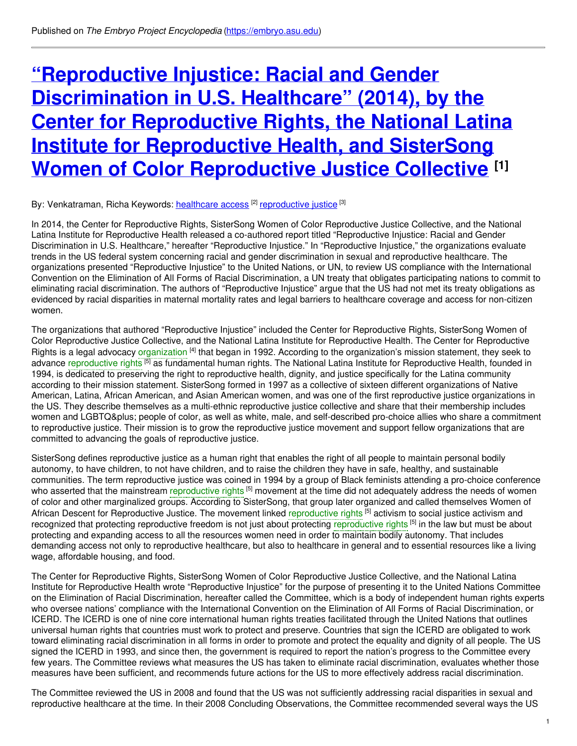Published on *The Embryo Project Encyclopedia* (https://embryo.asu.edu)

# "Reproductive Injustice: Racial and Gender Discrimination in U.S. Healthcare" (2014), by the Center for Reproductive Rights, the National Latina Institute for Reproductive Health, and SisterSong Women of Color Reproductive Justice Collective [1]

By: Venkatraman, Richa Keywords: healthcare access [2] reproductive justice [3]

In 2014, the Center for Reproductive Rights, SisterSong Women of Color Reproductive Justice Collective, and the National Latina Institute for Reproductive Health released a co-authored report titled "Reproductive Injustice: Racial and Gender Discrimination in U.S. Healthcare," hereafter "Reproductive Injustice." In "Reproductive Injustice," the organizations evaluate trends in the US federal system concerning racial and gender discrimination in sexual and reproductive healthcare. The organizations presented "Reproductive Injustice" to the United Nations, or UN, to review US compliance with the International Convention on the Elimination of All Forms of Racial Discrimination, a UN treaty that obligates participating nations to commit to eliminating racial discrimination. The authors of "Reproductive Injustice" argue that the US had not met its treaty obligations as evidenced by racial disparities in maternal mortality rates and legal barriers to healthcare coverage and access for non-citizen women.

The organizations that authored "Reproductive Injustice" included the Center for Reproductive Rights, SisterSong Women of Color Reproductive Justice Collective, and the National Latina Institute for Reproductive Health. The Center for Reproductive Rights is a legal advocacy organization [4] that began in 1992. According to the organization's mission statement, they seek to advance reproductive rights [5] as fundamental human rights. The National Latina Institute for Reproductive Health, founded in 1994, is dedicated to preserving the right to reproductive health, dignity, and justice specifically for the Latina community according to their mission statement. SisterSong formed in 1997 as a collective of sixteen different organizations of Native American, Latina, African American, and Asian American women, and was one of the first reproductive justice organizations in the US. They describe themselves as a multi-ethnic reproductive justice collective and share that their membership includes women and LGBTQ&plus; people of color, as well as white, male, and self-described pro-choice allies who share a commitment to reproductive justice. Their mission is to grow the reproductive justice movement and support fellow organizations that are committed to advancing the goals of reproductive justice.

SisterSong defines reproductive justice as a human right that enables the right of all people to maintain personal bodily autonomy, to have children, to not have children, and to raise the children they have in safe, healthy, and sustainable communities. The term reproductive justice was coined in 1994 by a group of Black feminists attending a pro-choice conference who asserted that the mainstream reproductive rights [5] movement at the time did not adequately address the needs of women of color and other marginalized groups. According to SisterSong, that group later organized and called themselves Women of African Descent for Reproductive Justice. The movement linked reproductive rights [5] activism to social justice activism and recognized that protecting reproductive freedom is not just about protecting reproductive rights [5] in the law but must be about protecting and expanding access to all the resources women need in order to maintain bodily autonomy. That includes demanding access not only to reproductive healthcare, but also to healthcare in general and to essential resources like a living wage, affordable housing, and food.

The Center for Reproductive Rights, SisterSong Women of Color Reproductive Justice Collective, and the National Latina Institute for Reproductive Health wrote "Reproductive Injustice" for the purpose of presenting it to the United Nations Committee on the Elimination of Racial Discrimination, hereafter called the Committee, which is a body of independent human rights experts who oversee nations' compliance with the International Convention on the Elimination of All Forms of Racial Discrimination, or ICERD. The ICERD is one of nine core international human rights treaties facilitated through the United Nations that outlines universal human rights that countries must work to protect and preserve. Countries that sign the ICERD are obligated to work toward eliminating racial discrimination in all forms in order to promote and protect the equality and dignity of all people. The US signed the ICERD in 1993, and since then, the government is required to report the nation's progress to the Committee every few years. The Committee reviews what measures the US has taken to eliminate racial discrimination, evaluates whether those measures have been sufficient, and recommends future actions for the US to more effectively address racial discrimination.

The Committee reviewed the US in 2008 and found that the US was not sufficiently addressing racial disparities in sexual and reproductive healthcare at the time. In their 2008 Concluding Observations, the Committee recommended several ways the US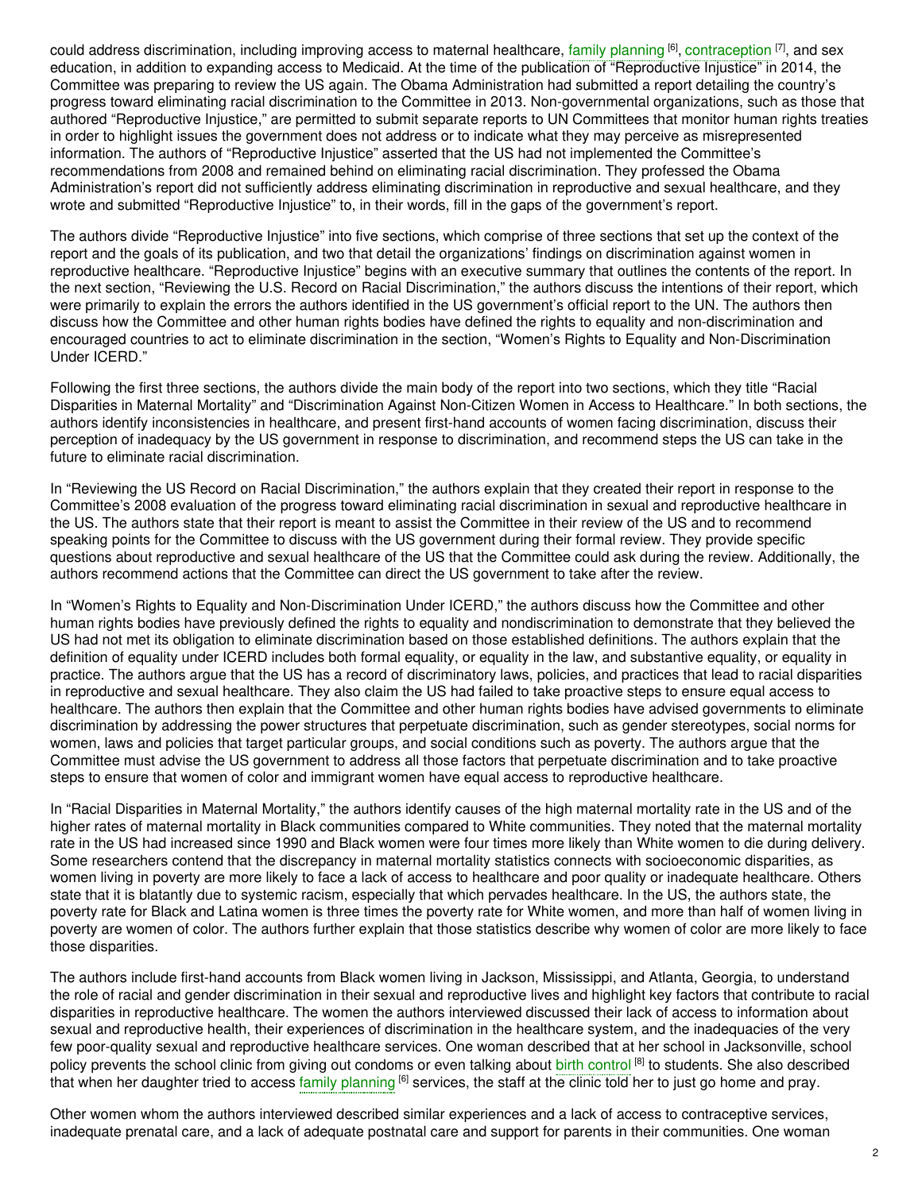could address discrimination, including improving access to maternal healthcare, family planning [6], contraception [7], and sex education, in addition to expanding access to Medicaid. At the time of the publication of "Reproductive Injustice" in 2014, the Committee was preparing to review the US again. The Obama Administration had submitted a report detailing the country's progress toward eliminating racial discrimination to the Committee in 2013. Non-governmental organizations, such as those that authored "Reproductive Injustice," are permitted to submit separate reports to UN Committees that monitor human rights treaties in order to highlight issues the government does not address or to indicate what they may perceive as misrepresented information. The authors of "Reproductive Injustice" asserted that the US had not implemented the Committee's recommendations from 2008 and remained behind on eliminating racial discrimination. They professed the Obama Administration's report did not sufficiently address eliminating discrimination in reproductive and sexual healthcare, and they wrote and submitted "Reproductive Injustice" to, in their words, fill in the gaps of the government's report.

The authors divide "Reproductive Injustice" into five sections, which comprise of three sections that set up the context of the report and the goals of its publication, and two that detail the organizations' findings on discrimination against women in reproductive healthcare. "Reproductive Injustice" begins with an executive summary that outlines the contents of the report. In the next section, "Reviewing the U.S. Record on Racial Discrimination," the authors discuss the intentions of their report, which were primarily to explain the errors the authors identified in the US government's official report to the UN. The authors then discuss how the Committee and other human rights bodies have defined the rights to equality and non-discrimination and encouraged countries to act to eliminate discrimination in the section, "Women's Rights to Equality and Non-Discrimination Under ICERD."

Following the first three sections, the authors divide the main body of the report into two sections, which they title "Racial Disparities in Maternal Mortality" and "Discrimination Against Non-Citizen Women in Access to Healthcare." In both sections, the authors identify inconsistencies in healthcare, and present first-hand accounts of women facing discrimination, discuss their perception of inadequacy by the US government in response to discrimination, and recommend steps the US can take in the future to eliminate racial discrimination.

In "Reviewing the US Record on Racial Discrimination," the authors explain that they created their report in response to the Committee's 2008 evaluation of the progress toward eliminating racial discrimination in sexual and reproductive healthcare in the US. The authors state that their report is meant to assist the Committee in their review of the US and to recommend speaking points for the Committee to discuss with the US government during their formal review. They provide specific questions about reproductive and sexual healthcare of the US that the Committee could ask during the review. Additionally, the authors recommend actions that the Committee can direct the US government to take after the review.

In "Women's Rights to Equality and Non-Discrimination Under ICERD," the authors discuss how the Committee and other human rights bodies have previously defined the rights to equality and nondiscrimination to demonstrate that they believed the US had not met its obligation to eliminate discrimination based on those established definitions. The authors explain that the definition of equality under ICERD includes both formal equality, or equality in the law, and substantive equality, or equality in practice. The authors argue that the US has a record of discriminatory laws, policies, and practices that lead to racial disparities in reproductive and sexual healthcare. They also claim the US had failed to take proactive steps to ensure equal access to healthcare. The authors then explain that the Committee and other human rights bodies have advised governments to eliminate discrimination by addressing the power structures that perpetuate discrimination, such as gender stereotypes, social norms for women, laws and policies that target particular groups, and social conditions such as poverty. The authors argue that the Committee must advise the US government to address all those factors that perpetuate discrimination and to take proactive steps to ensure that women of color and immigrant women have equal access to reproductive healthcare.

In "Racial Disparities in Maternal Mortality," the authors identify causes of the high maternal mortality rate in the US and of the higher rates of maternal mortality in Black communities compared to White communities. They noted that the maternal mortality rate in the US had increased since 1990 and Black women were four times more likely than White women to die during delivery. Some researchers contend that the discrepancy in maternal mortality statistics connects with socioeconomic disparities, as women living in poverty are more likely to face a lack of access to healthcare and poor quality or inadequate healthcare. Others state that it is blatantly due to systemic racism, especially that which pervades healthcare. In the US, the authors state, the poverty rate for Black and Latina women is three times the poverty rate for White women, and more than half of women living in poverty are women of color. The authors further explain that those statistics describe why women of color are more likely to face those disparities.

The authors include first-hand accounts from Black women living in Jackson, Mississippi, and Atlanta, Georgia, to understand the role of racial and gender discrimination in their sexual and reproductive lives and highlight key factors that contribute to racial disparities in reproductive healthcare. The women the authors interviewed discussed their lack of access to information about sexual and reproductive health, their experiences of discrimination in the healthcare system, and the inadequacies of the very few poor-quality sexual and reproductive healthcare services. One woman described that at her school in Jacksonville, school policy prevents the school clinic from giving out condoms or even talking about birth control [8] to students. She also described that when her daughter tried to access family planning [6] services, the staff at the clinic told her to just go home and pray.

Other women whom the authors interviewed described similar experiences and a lack of access to contraceptive services, inadequate prenatal care, and a lack of adequate postnatal care and support for parents in their communities. One woman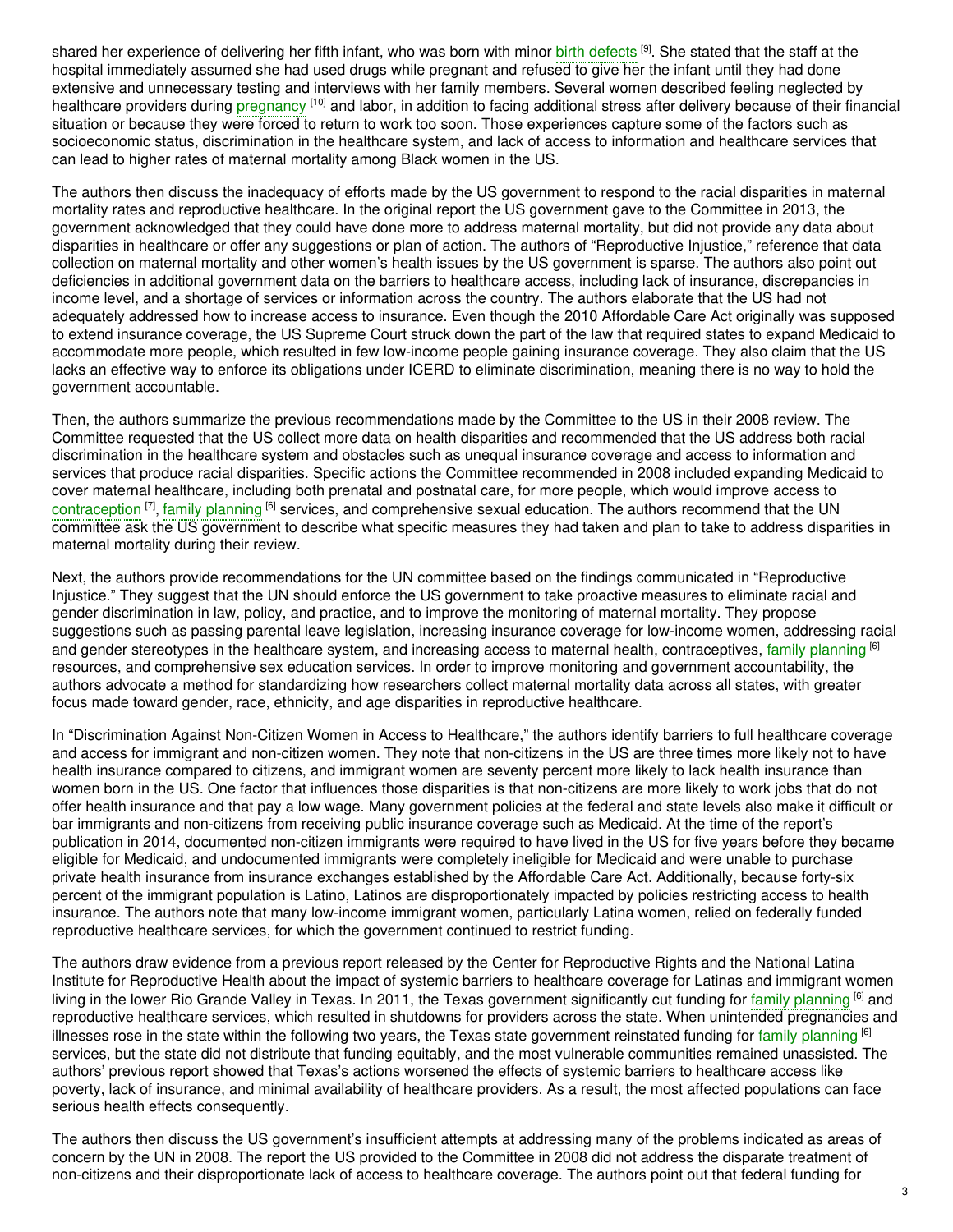shared her experience of delivering her fifth infant, who was born with minor birth defects [9]. She stated that the staff at the hospital immediately assumed she had used drugs while pregnant and refused to give her the infant until they had done extensive and unnecessary testing and interviews with her family members. Several women described feeling neglected by healthcare providers during pregnancy [10] and labor, in addition to facing additional stress after delivery because of their financial situation or because they were forced to return to work too soon. Those experiences capture some of the factors such as socioeconomic status, discrimination in the healthcare system, and lack of access to information and healthcare services that can lead to higher rates of maternal mortality among Black women in the US.

The authors then discuss the inadequacy of efforts made by the US government to respond to the racial disparities in maternal mortality rates and reproductive healthcare. In the original report the US government gave to the Committee in 2013, the government acknowledged that they could have done more to address maternal mortality, but did not provide any data about disparities in healthcare or offer any suggestions or plan of action. The authors of "Reproductive Injustice," reference that data collection on maternal mortality and other women's health issues by the US government is sparse. The authors also point out deficiencies in additional government data on the barriers to healthcare access, including lack of insurance, discrepancies in income level, and a shortage of services or information across the country. The authors elaborate that the US had not adequately addressed how to increase access to insurance. Even though the 2010 Affordable Care Act originally was supposed to extend insurance coverage, the US Supreme Court struck down the part of the law that required states to expand Medicaid to accommodate more people, which resulted in few low-income people gaining insurance coverage. They also claim that the US lacks an effective way to enforce its obligations under ICERD to eliminate discrimination, meaning there is no way to hold the government accountable.

Then, the authors summarize the previous recommendations made by the Committee to the US in their 2008 review. The Committee requested that the US collect more data on health disparities and recommended that the US address both racial discrimination in the healthcare system and obstacles such as unequal insurance coverage and access to information and services that produce racial disparities. Specific actions the Committee recommended in 2008 included expanding Medicaid to cover maternal healthcare, including both prenatal and postnatal care, for more people, which would improve access to contraception [7], family planning [6] services, and comprehensive sexual education. The authors recommend that the UN committee ask the US government to describe what specific measures they had taken and plan to take to address disparities in maternal mortality during their review.

Next, the authors provide recommendations for the UN committee based on the findings communicated in "Reproductive Injustice." They suggest that the UN should enforce the US government to take proactive measures to eliminate racial and gender discrimination in law, policy, and practice, and to improve the monitoring of maternal mortality. They propose suggestions such as passing parental leave legislation, increasing insurance coverage for low-income women, addressing racial and gender stereotypes in the healthcare system, and increasing access to maternal health, contraceptives, family planning [6] resources, and comprehensive sex education services. In order to improve monitoring and government accountability, the authors advocate a method for standardizing how researchers collect maternal mortality data across all states, with greater focus made toward gender, race, ethnicity, and age disparities in reproductive healthcare.

In "Discrimination Against Non-Citizen Women in Access to Healthcare," the authors identify barriers to full healthcare coverage and access for immigrant and non-citizen women. They note that non-citizens in the US are three times more likely not to have health insurance compared to citizens, and immigrant women are seventy percent more likely to lack health insurance than women born in the US. One factor that influences those disparities is that non-citizens are more likely to work jobs that do not offer health insurance and that pay a low wage. Many government policies at the federal and state levels also make it difficult or bar immigrants and non-citizens from receiving public insurance coverage such as Medicaid. At the time of the report's publication in 2014, documented non-citizen immigrants were required to have lived in the US for five years before they became eligible for Medicaid, and undocumented immigrants were completely ineligible for Medicaid and were unable to purchase private health insurance from insurance exchanges established by the Affordable Care Act. Additionally, because forty-six percent of the immigrant population is Latino, Latinos are disproportionately impacted by policies restricting access to health insurance. The authors note that many low-income immigrant women, particularly Latina women, relied on federally funded reproductive healthcare services, for which the government continued to restrict funding.

The authors draw evidence from a previous report released by the Center for Reproductive Rights and the National Latina Institute for Reproductive Health about the impact of systemic barriers to healthcare coverage for Latinas and immigrant women living in the lower Rio Grande Valley in Texas. In 2011, the Texas government significantly cut funding for family planning [6] and reproductive healthcare services, which resulted in shutdowns for providers across the state. When unintended pregnancies and illnesses rose in the state within the following two years, the Texas state government reinstated funding for family planning [6] services, but the state did not distribute that funding equitably, and the most vulnerable communities remained unassisted. The authors' previous report showed that Texas's actions worsened the effects of systemic barriers to healthcare access like poverty, lack of insurance, and minimal availability of healthcare providers. As a result, the most affected populations can face serious health effects consequently.

The authors then discuss the US government's insufficient attempts at addressing many of the problems indicated as areas of concern by the UN in 2008. The report the US provided to the Committee in 2008 did not address the disparate treatment of non-citizens and their disproportionate lack of access to healthcare coverage. The authors point out that federal funding for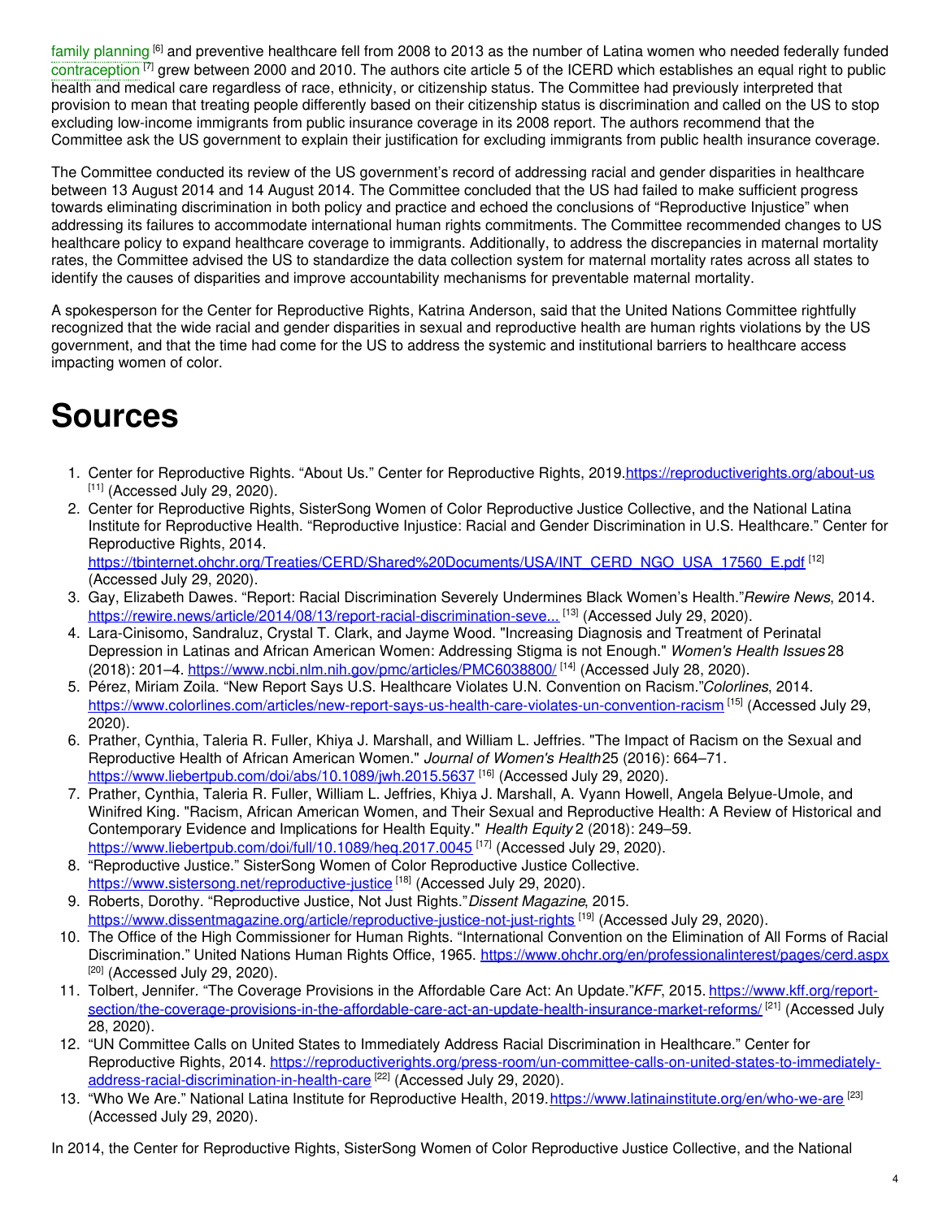family planning [6] and preventive healthcare fell from 2008 to 2013 as the number of Latina women who needed federally funded contraception [7] grew between 2000 and 2010. The authors cite article 5 of the ICERD which establishes an equal right to public health and medical care regardless of race, ethnicity, or citizenship status. The Committee had previously interpreted that provision to mean that treating people differently based on their citizenship status is discrimination and called on the US to stop excluding low-income immigrants from public insurance coverage in its 2008 report. The authors recommend that the Committee ask the US government to explain their justification for excluding immigrants from public health insurance coverage.

The Committee conducted its review of the US government's record of addressing racial and gender disparities in healthcare between 13 August 2014 and 14 August 2014. The Committee concluded that the US had failed to make sufficient progress towards eliminating discrimination in both policy and practice and echoed the conclusions of "Reproductive Injustice" when addressing its failures to accommodate international human rights commitments. The Committee recommended changes to US healthcare policy to expand healthcare coverage to immigrants. Additionally, to address the discrepancies in maternal mortality rates, the Committee advised the US to standardize the data collection system for maternal mortality rates across all states to identify the causes of disparities and improve accountability mechanisms for preventable maternal mortality.

A spokesperson for the Center for Reproductive Rights, Katrina Anderson, said that the United Nations Committee rightfully recognized that the wide racial and gender disparities in sexual and reproductive health are human rights violations by the US government, and that the time had come for the US to address the systemic and institutional barriers to healthcare access impacting women of color.

# Sources

1. Center for Reproductive Rights. "About Us." Center for Reproductive Rights, 2019.https://reproductiverights.org/about-us [11] (Accessed July 29, 2020).
2. Center for Reproductive Rights, SisterSong Women of Color Reproductive Justice Collective, and the National Latina Institute for Reproductive Health. "Reproductive Injustice: Racial and Gender Discrimination in U.S. Healthcare." Center for Reproductive Rights, 2014. https://tbinternet.ohchr.org/Treaties/CERD/Shared%20Documents/USA/INT_CERD_NGO_USA_17560_E.pdf [12] (Accessed July 29, 2020).
3. Gay, Elizabeth Dawes. "Report: Racial Discrimination Severely Undermines Black Women's Health."*Rewire News*, 2014. https://rewire.news/article/2014/08/13/report-racial-discrimination-seve... [13] (Accessed July 29, 2020).
4. Lara-Cinisomo, Sandraluz, Crystal T. Clark, and Jayme Wood. "Increasing Diagnosis and Treatment of Perinatal Depression in Latinas and African American Women: Addressing Stigma is not Enough." *Women's Health Issues* 28 (2018): 201–4. https://www.ncbi.nlm.nih.gov/pmc/articles/PMC6038800/ [14] (Accessed July 28, 2020).
5. Pérez, Miriam Zoila. "New Report Says U.S. Healthcare Violates U.N. Convention on Racism."*Colorlines*, 2014. https://www.colorlines.com/articles/new-report-says-us-health-care-violates-un-convention-racism [15] (Accessed July 29, 2020).
6. Prather, Cynthia, Taleria R. Fuller, Khiya J. Marshall, and William L. Jeffries. "The Impact of Racism on the Sexual and Reproductive Health of African American Women." *Journal of Women's Health* 25 (2016): 664–71. https://www.liebertpub.com/doi/abs/10.1089/jwh.2015.5637 [16] (Accessed July 29, 2020).
7. Prather, Cynthia, Taleria R. Fuller, William L. Jeffries, Khiya J. Marshall, A. Vyann Howell, Angela Belyue-Umole, and Winifred King. "Racism, African American Women, and Their Sexual and Reproductive Health: A Review of Historical and Contemporary Evidence and Implications for Health Equity." *Health Equity* 2 (2018): 249–59. https://www.liebertpub.com/doi/full/10.1089/heq.2017.0045 [17] (Accessed July 29, 2020).
8. "Reproductive Justice." SisterSong Women of Color Reproductive Justice Collective. https://www.sistersong.net/reproductive-justice [18] (Accessed July 29, 2020).
9. Roberts, Dorothy. "Reproductive Justice, Not Just Rights."*Dissent Magazine*, 2015. https://www.dissentmagazine.org/article/reproductive-justice-not-just-rights [19] (Accessed July 29, 2020).
10. The Office of the High Commissioner for Human Rights. "International Convention on the Elimination of All Forms of Racial Discrimination." United Nations Human Rights Office, 1965. https://www.ohchr.org/en/professionalinterest/pages/cerd.aspx [20] (Accessed July 29, 2020).
11. Tolbert, Jennifer. "The Coverage Provisions in the Affordable Care Act: An Update."*KFF*, 2015. https://www.kff.org/report-section/the-coverage-provisions-in-the-affordable-care-act-an-update-health-insurance-market-reforms/ [21] (Accessed July 28, 2020).
12. "UN Committee Calls on United States to Immediately Address Racial Discrimination in Healthcare." Center for Reproductive Rights, 2014. https://reproductiverights.org/press-room/un-committee-calls-on-united-states-to-immediately-address-racial-discrimination-in-health-care [22] (Accessed July 29, 2020).
13. "Who We Are." National Latina Institute for Reproductive Health, 2019. https://www.latinainstitute.org/en/who-we-are [23] (Accessed July 29, 2020).

In 2014, the Center for Reproductive Rights, SisterSong Women of Color Reproductive Justice Collective, and the National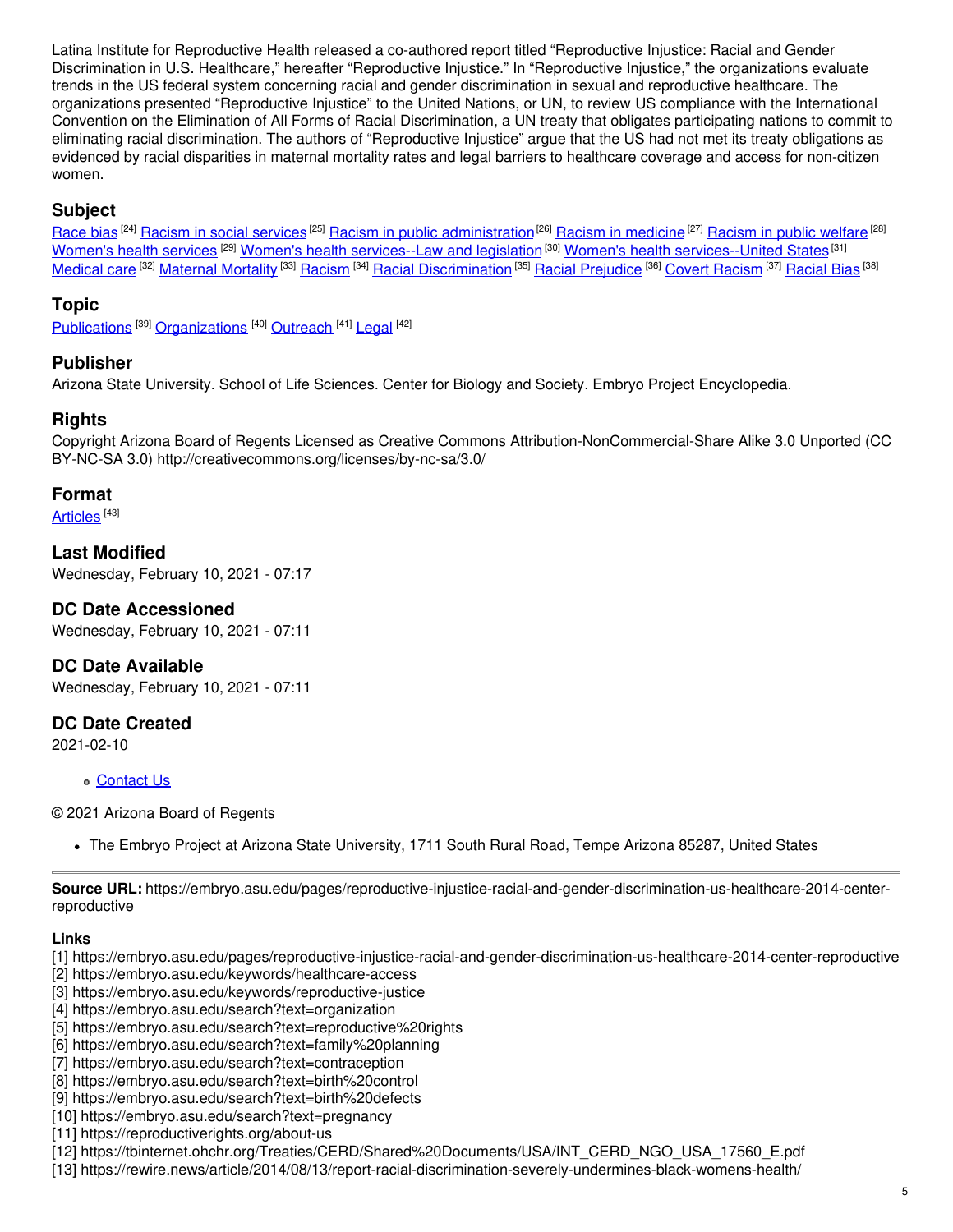Latina Institute for Reproductive Health released a co-authored report titled "Reproductive Injustice: Racial and Gender Discrimination in U.S. Healthcare," hereafter "Reproductive Injustice." In "Reproductive Injustice," the organizations evaluate trends in the US federal system concerning racial and gender discrimination in sexual and reproductive healthcare. The organizations presented "Reproductive Injustice" to the United Nations, or UN, to review US compliance with the International Convention on the Elimination of All Forms of Racial Discrimination, a UN treaty that obligates participating nations to commit to eliminating racial discrimination. The authors of "Reproductive Injustice" argue that the US had not met its treaty obligations as evidenced by racial disparities in maternal mortality rates and legal barriers to healthcare coverage and access for non-citizen women.

## Subject

Race bias [24] Racism in social services [25] Racism in public administration [26] Racism in medicine [27] Racism in public welfare [28] Women's health services [29] Women's health services--Law and legislation [30] Women's health services--United States [31] Medical care [32] Maternal Mortality [33] Racism [34] Racial Discrimination [35] Racial Prejudice [36] Covert Racism [37] Racial Bias [38]

## Topic

Publications [39] Organizations [40] Outreach [41] Legal [42]

## Publisher

Arizona State University. School of Life Sciences. Center for Biology and Society. Embryo Project Encyclopedia.

## Rights

Copyright Arizona Board of Regents Licensed as Creative Commons Attribution-NonCommercial-Share Alike 3.0 Unported (CC BY-NC-SA 3.0) http://creativecommons.org/licenses/by-nc-sa/3.0/

## Format

Articles [43]

## Last Modified

Wednesday, February 10, 2021 - 07:17

## DC Date Accessioned

Wednesday, February 10, 2021 - 07:11

## DC Date Available

Wednesday, February 10, 2021 - 07:11

## DC Date Created

2021-02-10

- Contact Us

© 2021 Arizona Board of Regents

- The Embryo Project at Arizona State University, 1711 South Rural Road, Tempe Arizona 85287, United States

---

**Source URL:** https://embryo.asu.edu/pages/reproductive-injustice-racial-and-gender-discrimination-us-healthcare-2014-center-reproductive

**Links**

[1] https://embryo.asu.edu/pages/reproductive-injustice-racial-and-gender-discrimination-us-healthcare-2014-center-reproductive
[2] https://embryo.asu.edu/keywords/healthcare-access
[3] https://embryo.asu.edu/keywords/reproductive-justice
[4] https://embryo.asu.edu/search?text=organization
[5] https://embryo.asu.edu/search?text=reproductive%20rights
[6] https://embryo.asu.edu/search?text=family%20planning
[7] https://embryo.asu.edu/search?text=contraception
[8] https://embryo.asu.edu/search?text=birth%20control
[9] https://embryo.asu.edu/search?text=birth%20defects
[10] https://embryo.asu.edu/search?text=pregnancy
[11] https://reproductiverights.org/about-us
[12] https://tbinternet.ohchr.org/Treaties/CERD/Shared%20Documents/USA/INT_CERD_NGO_USA_17560_E.pdf
[13] https://rewire.news/article/2014/08/13/report-racial-discrimination-severely-undermines-black-womens-health/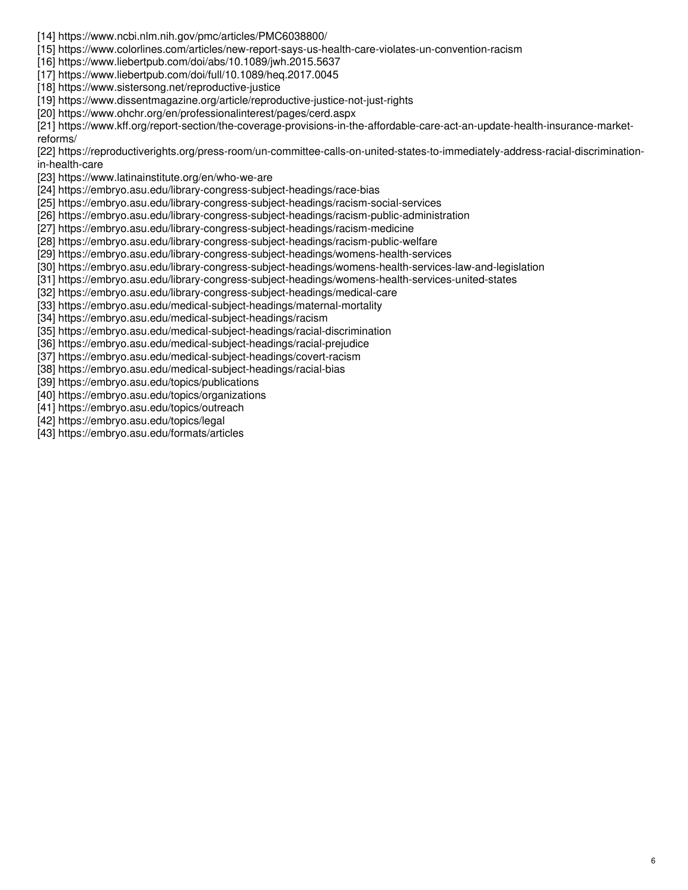[14] https://www.ncbi.nlm.nih.gov/pmc/articles/PMC6038800/
[15] https://www.colorlines.com/articles/new-report-says-us-health-care-violates-un-convention-racism
[16] https://www.liebertpub.com/doi/abs/10.1089/jwh.2015.5637
[17] https://www.liebertpub.com/doi/full/10.1089/heq.2017.0045
[18] https://www.sistersong.net/reproductive-justice
[19] https://www.dissentmagazine.org/article/reproductive-justice-not-just-rights
[20] https://www.ohchr.org/en/professionalinterest/pages/cerd.aspx
[21] https://www.kff.org/report-section/the-coverage-provisions-in-the-affordable-care-act-an-update-health-insurance-market-reforms/
[22] https://reproductiverights.org/press-room/un-committee-calls-on-united-states-to-immediately-address-racial-discrimination-in-health-care
[23] https://www.latinainstitute.org/en/who-we-are
[24] https://embryo.asu.edu/library-congress-subject-headings/race-bias
[25] https://embryo.asu.edu/library-congress-subject-headings/racism-social-services
[26] https://embryo.asu.edu/library-congress-subject-headings/racism-public-administration
[27] https://embryo.asu.edu/library-congress-subject-headings/racism-medicine
[28] https://embryo.asu.edu/library-congress-subject-headings/racism-public-welfare
[29] https://embryo.asu.edu/library-congress-subject-headings/womens-health-services
[30] https://embryo.asu.edu/library-congress-subject-headings/womens-health-services-law-and-legislation
[31] https://embryo.asu.edu/library-congress-subject-headings/womens-health-services-united-states
[32] https://embryo.asu.edu/library-congress-subject-headings/medical-care
[33] https://embryo.asu.edu/medical-subject-headings/maternal-mortality
[34] https://embryo.asu.edu/medical-subject-headings/racism
[35] https://embryo.asu.edu/medical-subject-headings/racial-discrimination
[36] https://embryo.asu.edu/medical-subject-headings/racial-prejudice
[37] https://embryo.asu.edu/medical-subject-headings/covert-racism
[38] https://embryo.asu.edu/medical-subject-headings/racial-bias
[39] https://embryo.asu.edu/topics/publications
[40] https://embryo.asu.edu/topics/organizations
[41] https://embryo.asu.edu/topics/outreach
[42] https://embryo.asu.edu/topics/legal
[43] https://embryo.asu.edu/formats/articles